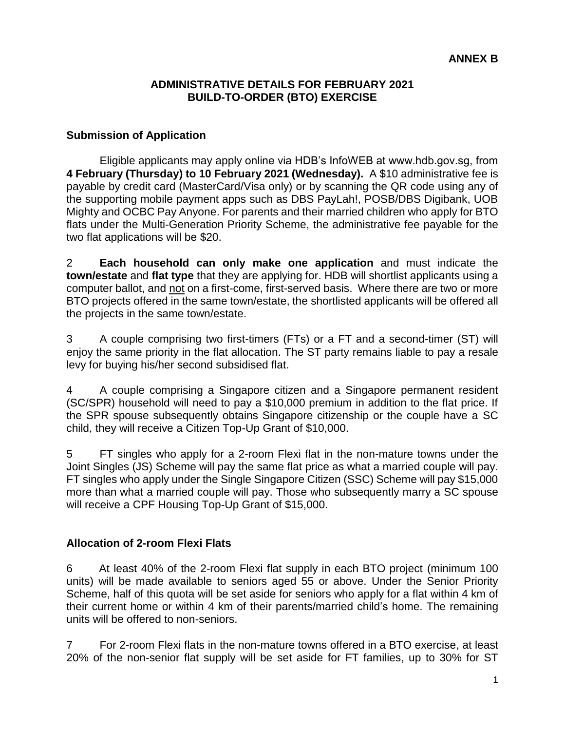**ANNEX B**

# ADMINISTRATIVE DETAILS FOR FEBRUARY 2021 BUILD-TO-ORDER (BTO) EXERCISE

## Submission of Application

Eligible applicants may apply online via HDB's InfoWEB at www.hdb.gov.sg, from **4 February (Thursday) to 10 February 2021 (Wednesday).** A $10 administrative fee is payable by credit card (MasterCard/Visa only) or by scanning the QR code using any of the supporting mobile payment apps such as DBS PayLah!, POSB/DBS Digibank, UOB Mighty and OCBC Pay Anyone. For parents and their married children who apply for BTO flats under the Multi-Generation Priority Scheme, the administrative fee payable for the two flat applications will be $20.

2 **Each household can only make one application** and must indicate the **town/estate** and **flat type** that they are applying for. HDB will shortlist applicants using a computer ballot, and not on a first-come, first-served basis. Where there are two or more BTO projects offered in the same town/estate, the shortlisted applicants will be offered all the projects in the same town/estate.

3 A couple comprising two first-timers (FTs) or a FT and a second-timer (ST) will enjoy the same priority in the flat allocation. The ST party remains liable to pay a resale levy for buying his/her second subsidised flat.

4 A couple comprising a Singapore citizen and a Singapore permanent resident (SC/SPR) household will need to pay a $10,000 premium in addition to the flat price. If the SPR spouse subsequently obtains Singapore citizenship or the couple have a SC child, they will receive a Citizen Top-Up Grant of $10,000.

5 FT singles who apply for a 2-room Flexi flat in the non-mature towns under the Joint Singles (JS) Scheme will pay the same flat price as what a married couple will pay. FT singles who apply under the Single Singapore Citizen (SSC) Scheme will pay $15,000 more than what a married couple will pay. Those who subsequently marry a SC spouse will receive a CPF Housing Top-Up Grant of $15,000.

## Allocation of 2-room Flexi Flats

6 At least 40% of the 2-room Flexi flat supply in each BTO project (minimum 100 units) will be made available to seniors aged 55 or above. Under the Senior Priority Scheme, half of this quota will be set aside for seniors who apply for a flat within 4 km of their current home or within 4 km of their parents/married child's home. The remaining units will be offered to non-seniors.

7 For 2-room Flexi flats in the non-mature towns offered in a BTO exercise, at least 20% of the non-senior flat supply will be set aside for FT families, up to 30% for ST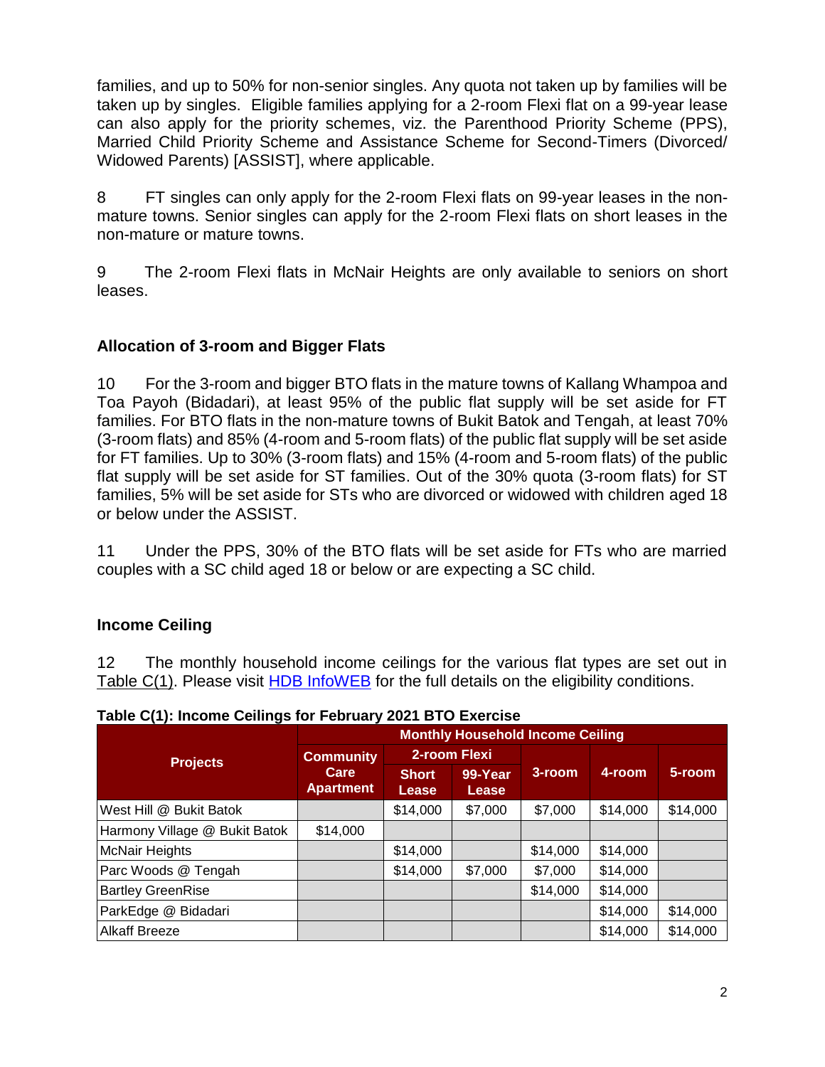families, and up to 50% for non-senior singles. Any quota not taken up by families will be taken up by singles. Eligible families applying for a 2-room Flexi flat on a 99-year lease can also apply for the priority schemes, viz. the Parenthood Priority Scheme (PPS), Married Child Priority Scheme and Assistance Scheme for Second-Timers (Divorced/ Widowed Parents) [ASSIST], where applicable.

8 FT singles can only apply for the 2-room Flexi flats on 99-year leases in the non-mature towns. Senior singles can apply for the 2-room Flexi flats on short leases in the non-mature or mature towns.

9 The 2-room Flexi flats in McNair Heights are only available to seniors on short leases.

## Allocation of 3-room and Bigger Flats

10 For the 3-room and bigger BTO flats in the mature towns of Kallang Whampoa and Toa Payoh (Bidadari), at least 95% of the public flat supply will be set aside for FT families. For BTO flats in the non-mature towns of Bukit Batok and Tengah, at least 70% (3-room flats) and 85% (4-room and 5-room flats) of the public flat supply will be set aside for FT families. Up to 30% (3-room flats) and 15% (4-room and 5-room flats) of the public flat supply will be set aside for ST families. Out of the 30% quota (3-room flats) for ST families, 5% will be set aside for STs who are divorced or widowed with children aged 18 or below under the ASSIST.

11 Under the PPS, 30% of the BTO flats will be set aside for FTs who are married couples with a SC child aged 18 or below or are expecting a SC child.

## Income Ceiling

12 The monthly household income ceilings for the various flat types are set out in Table C(1). Please visit HDB InfoWEB for the full details on the eligibility conditions.

**Table C(1): Income Ceilings for February 2021 BTO Exercise**

| Projects | Monthly Household Income Ceiling | | | | | |
|---|---|---|---|---|---|---|
| | Community Care Apartment | 2-room Flexi | | 3-room | 4-room | 5-room |
| | | Short Lease | 99-Year Lease | | | |
| West Hill @ Bukit Batok | | $14,000 | $7,000 | $7,000 | $14,000 | $14,000 |
| Harmony Village @ Bukit Batok | $14,000 | | | | | |
| McNair Heights | | $14,000 | | $14,000 | $14,000 | |
| Parc Woods @ Tengah | | $14,000 | $7,000 | $7,000 | $14,000 | |
| Bartley GreenRise | | | | $14,000 | $14,000 | |
| ParkEdge @ Bidadari | | | | | $14,000 | $14,000 |
| Alkaff Breeze | | | | | $14,000 | $14,000 |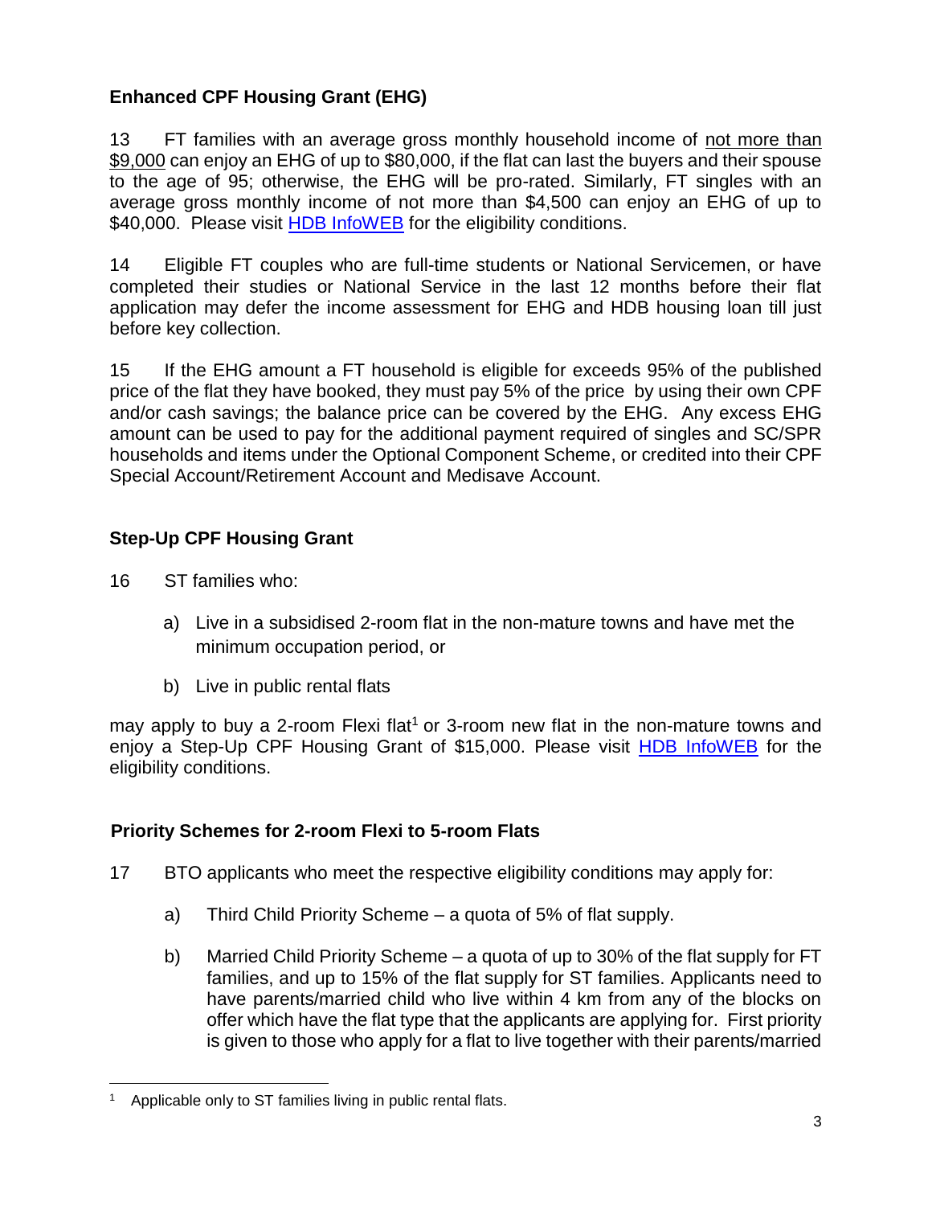**Enhanced CPF Housing Grant (EHG)**

13 FT families with an average gross monthly household income of not more than $9,000 can enjoy an EHG of up to $80,000, if the flat can last the buyers and their spouse to the age of 95; otherwise, the EHG will be pro-rated. Similarly, FT singles with an average gross monthly income of not more than $4,500 can enjoy an EHG of up to $40,000. Please visit [HDB InfoWEB](#) for the eligibility conditions.

14 Eligible FT couples who are full-time students or National Servicemen, or have completed their studies or National Service in the last 12 months before their flat application may defer the income assessment for EHG and HDB housing loan till just before key collection.

15 If the EHG amount a FT household is eligible for exceeds 95% of the published price of the flat they have booked, they must pay 5% of the price by using their own CPF and/or cash savings; the balance price can be covered by the EHG. Any excess EHG amount can be used to pay for the additional payment required of singles and SC/SPR households and items under the Optional Component Scheme, or credited into their CPF Special Account/Retirement Account and Medisave Account.

**Step-Up CPF Housing Grant**

16 ST families who:

a) Live in a subsidised 2-room flat in the non-mature towns and have met the minimum occupation period, or

b) Live in public rental flats

may apply to buy a 2-room Flexi flat[1] or 3-room new flat in the non-mature towns and enjoy a Step-Up CPF Housing Grant of $15,000. Please visit [HDB InfoWEB](#) for the eligibility conditions.

**Priority Schemes for 2-room Flexi to 5-room Flats**

17 BTO applicants who meet the respective eligibility conditions may apply for:

a) Third Child Priority Scheme – a quota of 5% of flat supply.

b) Married Child Priority Scheme – a quota of up to 30% of the flat supply for FT families, and up to 15% of the flat supply for ST families. Applicants need to have parents/married child who live within 4 km from any of the blocks on offer which have the flat type that the applicants are applying for. First priority is given to those who apply for a flat to live together with their parents/married

[1] Applicable only to ST families living in public rental flats.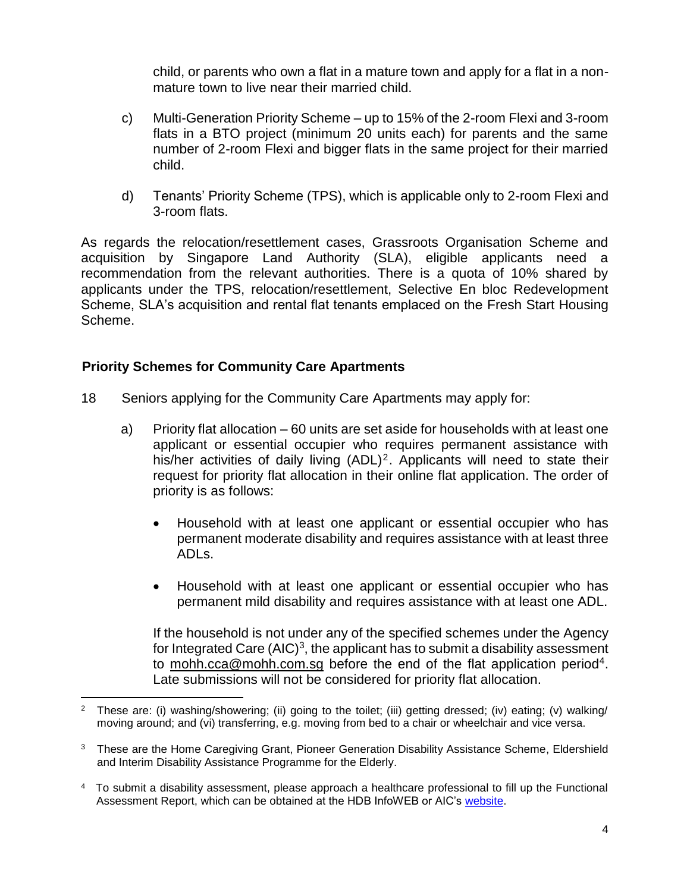child, or parents who own a flat in a mature town and apply for a flat in a non-mature town to live near their married child.

c) Multi-Generation Priority Scheme – up to 15% of the 2-room Flexi and 3-room flats in a BTO project (minimum 20 units each) for parents and the same number of 2-room Flexi and bigger flats in the same project for their married child.

d) Tenants' Priority Scheme (TPS), which is applicable only to 2-room Flexi and 3-room flats.

As regards the relocation/resettlement cases, Grassroots Organisation Scheme and acquisition by Singapore Land Authority (SLA), eligible applicants need a recommendation from the relevant authorities. There is a quota of 10% shared by applicants under the TPS, relocation/resettlement, Selective En bloc Redevelopment Scheme, SLA's acquisition and rental flat tenants emplaced on the Fresh Start Housing Scheme.

### Priority Schemes for Community Care Apartments

18 Seniors applying for the Community Care Apartments may apply for:

a) Priority flat allocation – 60 units are set aside for households with at least one applicant or essential occupier who requires permanent assistance with his/her activities of daily living (ADL)[2]. Applicants will need to state their request for priority flat allocation in their online flat application. The order of priority is as follows:

- Household with at least one applicant or essential occupier who has permanent moderate disability and requires assistance with at least three ADLs.

- Household with at least one applicant or essential occupier who has permanent mild disability and requires assistance with at least one ADL.

If the household is not under any of the specified schemes under the Agency for Integrated Care (AIC)[3], the applicant has to submit a disability assessment to mohh.cca@mohh.com.sg before the end of the flat application period[4]. Late submissions will not be considered for priority flat allocation.

---

[2] These are: (i) washing/showering; (ii) going to the toilet; (iii) getting dressed; (iv) eating; (v) walking/ moving around; and (vi) transferring, e.g. moving from bed to a chair or wheelchair and vice versa.

[3] These are the Home Caregiving Grant, Pioneer Generation Disability Assistance Scheme, Eldershield and Interim Disability Assistance Programme for the Elderly.

[4] To submit a disability assessment, please approach a healthcare professional to fill up the Functional Assessment Report, which can be obtained at the HDB InfoWEB or AIC's website.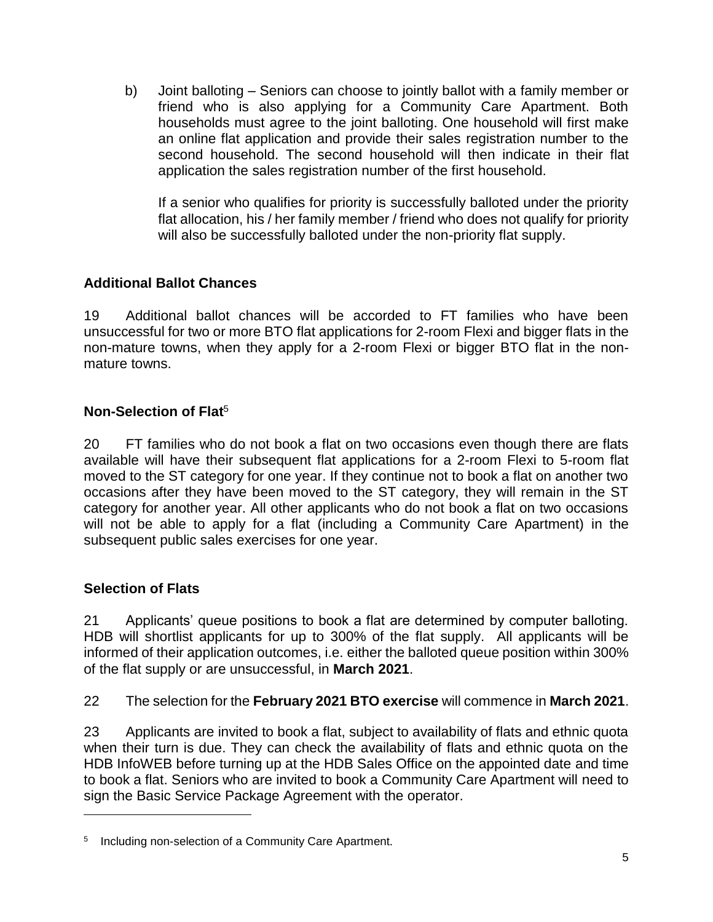b) Joint balloting – Seniors can choose to jointly ballot with a family member or friend who is also applying for a Community Care Apartment. Both households must agree to the joint balloting. One household will first make an online flat application and provide their sales registration number to the second household. The second household will then indicate in their flat application the sales registration number of the first household.

   If a senior who qualifies for priority is successfully balloted under the priority flat allocation, his / her family member / friend who does not qualify for priority will also be successfully balloted under the non-priority flat supply.

### Additional Ballot Chances

19 Additional ballot chances will be accorded to FT families who have been unsuccessful for two or more BTO flat applications for 2-room Flexi and bigger flats in the non-mature towns, when they apply for a 2-room Flexi or bigger BTO flat in the non-mature towns.

### Non-Selection of Flat[5]

20 FT families who do not book a flat on two occasions even though there are flats available will have their subsequent flat applications for a 2-room Flexi to 5-room flat moved to the ST category for one year. If they continue not to book a flat on another two occasions after they have been moved to the ST category, they will remain in the ST category for another year. All other applicants who do not book a flat on two occasions will not be able to apply for a flat (including a Community Care Apartment) in the subsequent public sales exercises for one year.

### Selection of Flats

21 Applicants' queue positions to book a flat are determined by computer balloting. HDB will shortlist applicants for up to 300% of the flat supply. All applicants will be informed of their application outcomes, i.e. either the balloted queue position within 300% of the flat supply or are unsuccessful, in **March 2021**.

22 The selection for the **February 2021 BTO exercise** will commence in **March 2021**.

23 Applicants are invited to book a flat, subject to availability of flats and ethnic quota when their turn is due. They can check the availability of flats and ethnic quota on the HDB InfoWEB before turning up at the HDB Sales Office on the appointed date and time to book a flat. Seniors who are invited to book a Community Care Apartment will need to sign the Basic Service Package Agreement with the operator.

---

[5] Including non-selection of a Community Care Apartment.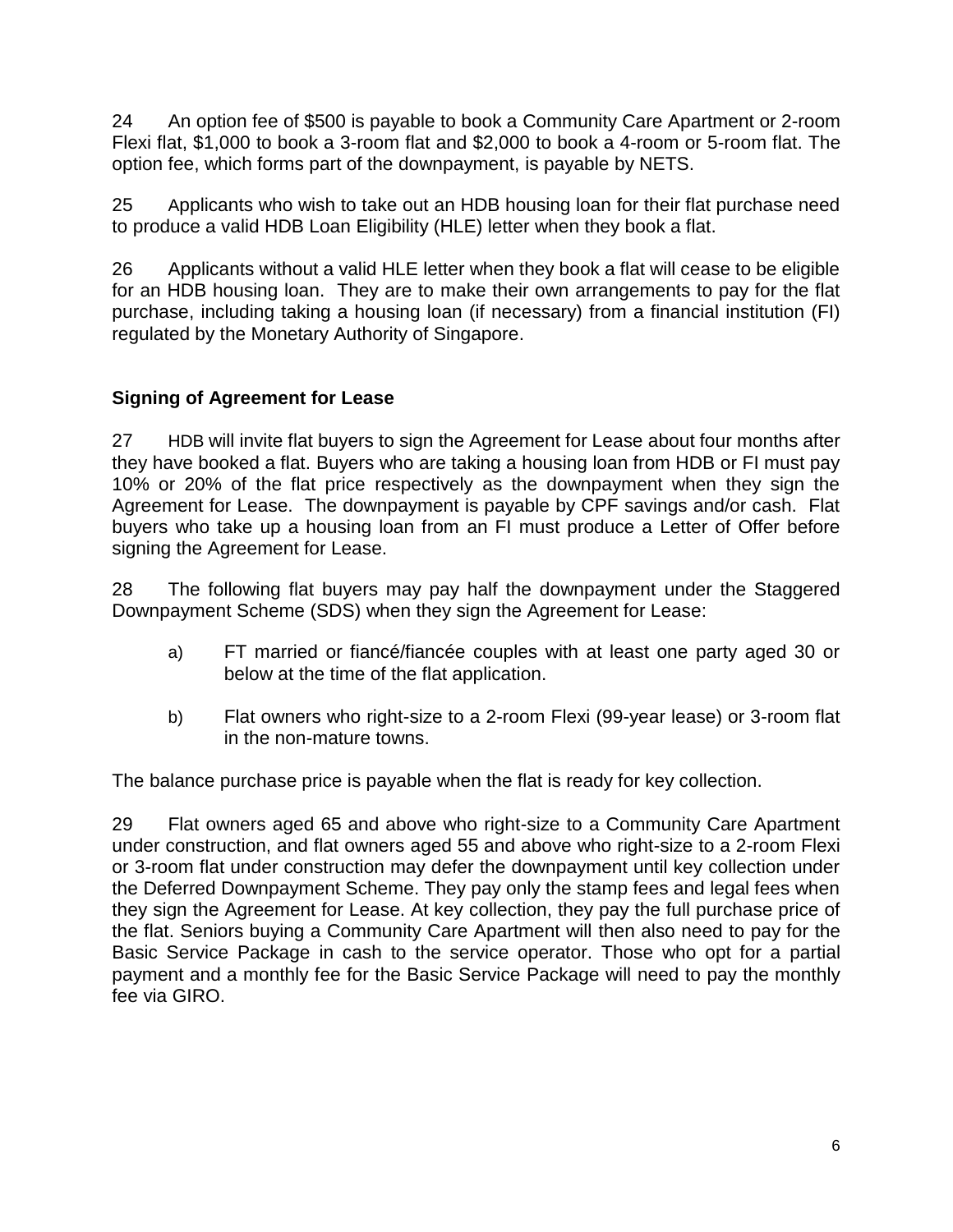24 An option fee of $500 is payable to book a Community Care Apartment or 2-room Flexi flat, $1,000 to book a 3-room flat and $2,000 to book a 4-room or 5-room flat. The option fee, which forms part of the downpayment, is payable by NETS.

25 Applicants who wish to take out an HDB housing loan for their flat purchase need to produce a valid HDB Loan Eligibility (HLE) letter when they book a flat.

26 Applicants without a valid HLE letter when they book a flat will cease to be eligible for an HDB housing loan. They are to make their own arrangements to pay for the flat purchase, including taking a housing loan (if necessary) from a financial institution (FI) regulated by the Monetary Authority of Singapore.

**Signing of Agreement for Lease**

27 HDB will invite flat buyers to sign the Agreement for Lease about four months after they have booked a flat. Buyers who are taking a housing loan from HDB or FI must pay 10% or 20% of the flat price respectively as the downpayment when they sign the Agreement for Lease. The downpayment is payable by CPF savings and/or cash. Flat buyers who take up a housing loan from an FI must produce a Letter of Offer before signing the Agreement for Lease.

28 The following flat buyers may pay half the downpayment under the Staggered Downpayment Scheme (SDS) when they sign the Agreement for Lease:

a) FT married or fiancé/fiancée couples with at least one party aged 30 or below at the time of the flat application.

b) Flat owners who right-size to a 2-room Flexi (99-year lease) or 3-room flat in the non-mature towns.

The balance purchase price is payable when the flat is ready for key collection.

29 Flat owners aged 65 and above who right-size to a Community Care Apartment under construction, and flat owners aged 55 and above who right-size to a 2-room Flexi or 3-room flat under construction may defer the downpayment until key collection under the Deferred Downpayment Scheme. They pay only the stamp fees and legal fees when they sign the Agreement for Lease. At key collection, they pay the full purchase price of the flat. Seniors buying a Community Care Apartment will then also need to pay for the Basic Service Package in cash to the service operator. Those who opt for a partial payment and a monthly fee for the Basic Service Package will need to pay the monthly fee via GIRO.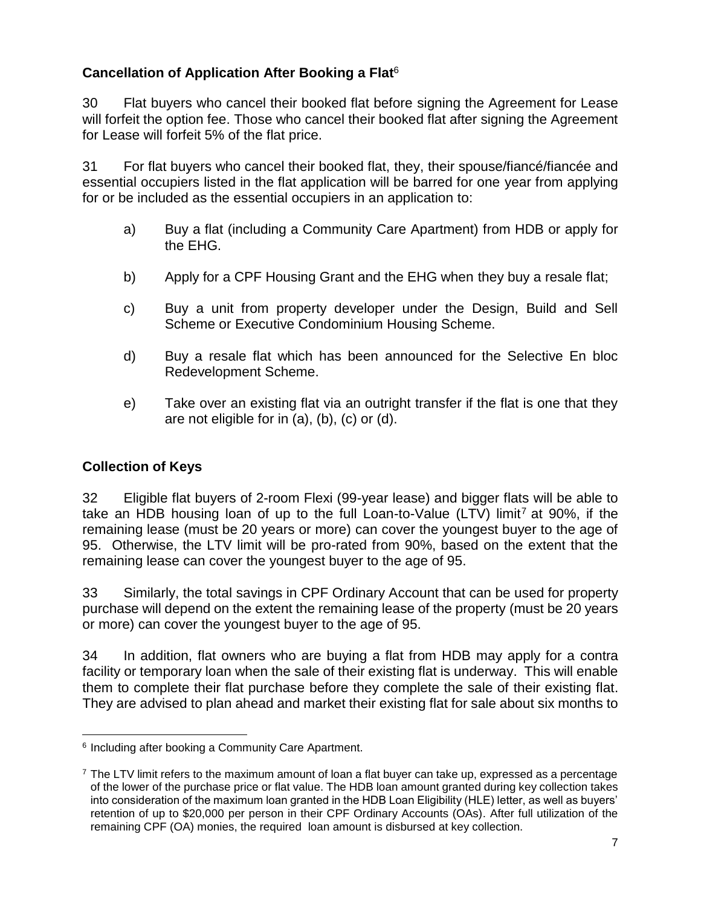### Cancellation of Application After Booking a Flat[6]

30 Flat buyers who cancel their booked flat before signing the Agreement for Lease will forfeit the option fee. Those who cancel their booked flat after signing the Agreement for Lease will forfeit 5% of the flat price.

31 For flat buyers who cancel their booked flat, they, their spouse/fiancé/fiancée and essential occupiers listed in the flat application will be barred for one year from applying for or be included as the essential occupiers in an application to:

a) Buy a flat (including a Community Care Apartment) from HDB or apply for the EHG.

b) Apply for a CPF Housing Grant and the EHG when they buy a resale flat;

c) Buy a unit from property developer under the Design, Build and Sell Scheme or Executive Condominium Housing Scheme.

d) Buy a resale flat which has been announced for the Selective En bloc Redevelopment Scheme.

e) Take over an existing flat via an outright transfer if the flat is one that they are not eligible for in (a), (b), (c) or (d).

### Collection of Keys

32 Eligible flat buyers of 2-room Flexi (99-year lease) and bigger flats will be able to take an HDB housing loan of up to the full Loan-to-Value (LTV) limit[7] at 90%, if the remaining lease (must be 20 years or more) can cover the youngest buyer to the age of 95. Otherwise, the LTV limit will be pro-rated from 90%, based on the extent that the remaining lease can cover the youngest buyer to the age of 95.

33 Similarly, the total savings in CPF Ordinary Account that can be used for property purchase will depend on the extent the remaining lease of the property (must be 20 years or more) can cover the youngest buyer to the age of 95.

34 In addition, flat owners who are buying a flat from HDB may apply for a contra facility or temporary loan when the sale of their existing flat is underway. This will enable them to complete their flat purchase before they complete the sale of their existing flat. They are advised to plan ahead and market their existing flat for sale about six months to

---

[6] Including after booking a Community Care Apartment.

[7] The LTV limit refers to the maximum amount of loan a flat buyer can take up, expressed as a percentage of the lower of the purchase price or flat value. The HDB loan amount granted during key collection takes into consideration of the maximum loan granted in the HDB Loan Eligibility (HLE) letter, as well as buyers' retention of up to $20,000 per person in their CPF Ordinary Accounts (OAs). After full utilization of the remaining CPF (OA) monies, the required loan amount is disbursed at key collection.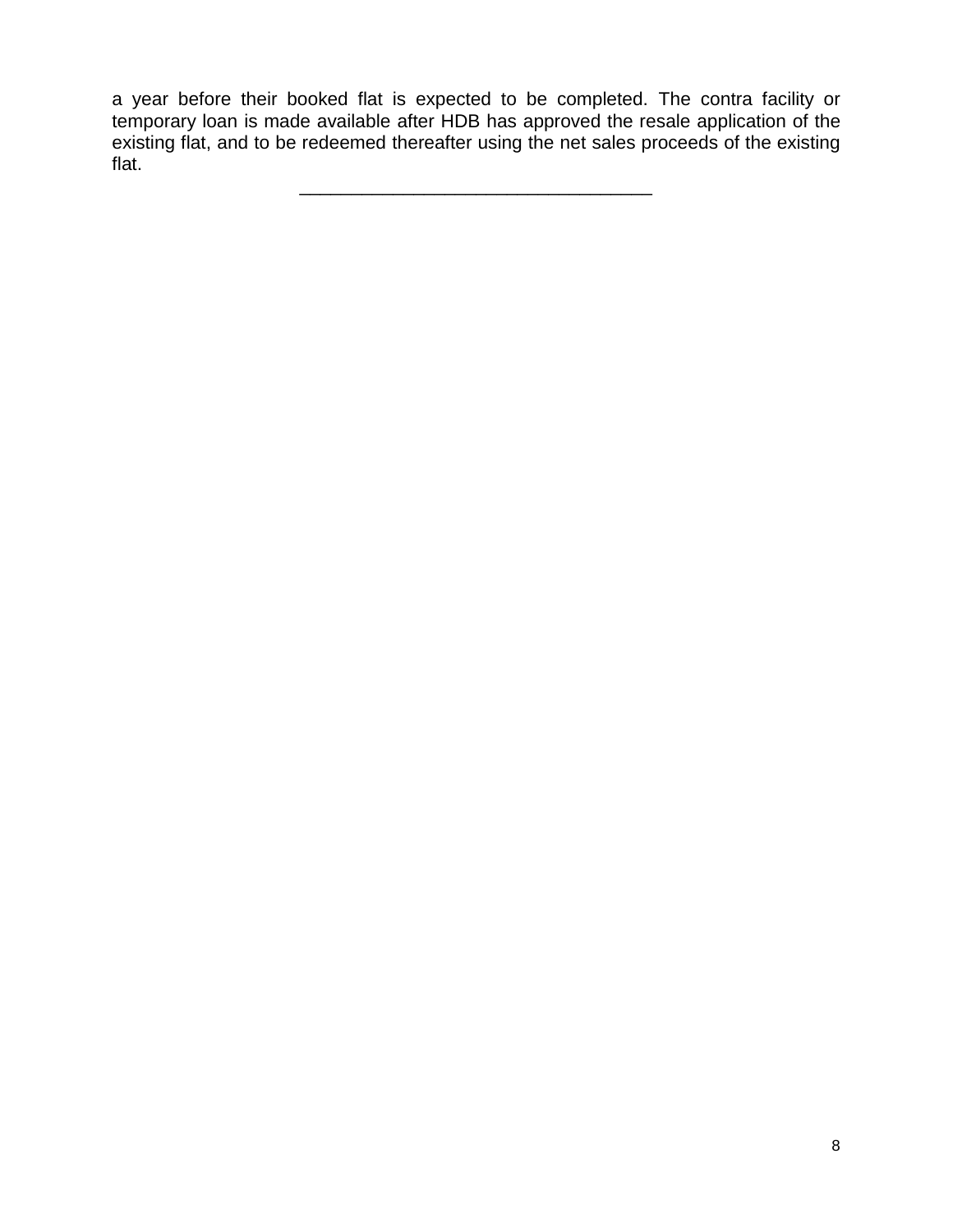a year before their booked flat is expected to be completed. The contra facility or temporary loan is made available after HDB has approved the resale application of the existing flat, and to be redeemed thereafter using the net sales proceeds of the existing flat.

___________________________________